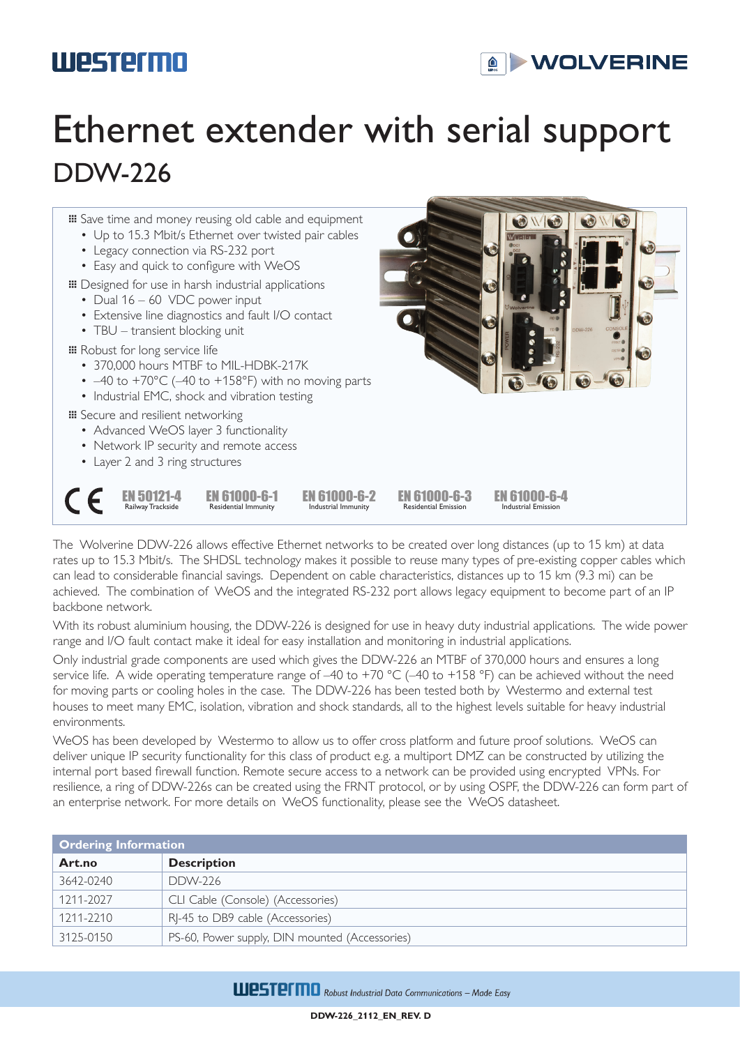# Ethernet extender with serial support

## DDW-226

- Save time and money reusing old cable and equipment
  - Up to 15.3 Mbit/s Ethernet over twisted pair cables
  - Legacy connection via RS-232 port
  - Easy and quick to configure with WeOS
- Designed for use in harsh industrial applications
  - Dual 16 – 60 VDC power input
  - Extensive line diagnostics and fault I/O contact
  - TBU – transient blocking unit
- Robust for long service life
  - 370,000 hours MTBF to MIL-HDBK-217K
  - –40 to +70°C (–40 to +158°F) with no moving parts
  - Industrial EMC, shock and vibration testing
- Secure and resilient networking
  - Advanced WeOS layer 3 functionality
  - Network IP security and remote access
  - Layer 2 and 3 ring structures

CE | EN 50121-4 Railway Trackside | EN 61000-6-1 Residential Immunity | EN 61000-6-2 Industrial Immunity | EN 61000-6-3 Residential Emission | EN 61000-6-4 Industrial Emission

The Wolverine DDW-226 allows effective Ethernet networks to be created over long distances (up to 15 km) at data rates up to 15.3 Mbit/s. The SHDSL technology makes it possible to reuse many types of pre-existing copper cables which can lead to considerable financial savings. Dependent on cable characteristics, distances up to 15 km (9.3 mi) can be achieved. The combination of WeOS and the integrated RS-232 port allows legacy equipment to become part of an IP backbone network.

With its robust aluminium housing, the DDW-226 is designed for use in heavy duty industrial applications. The wide power range and I/O fault contact make it ideal for easy installation and monitoring in industrial applications.

Only industrial grade components are used which gives the DDW-226 an MTBF of 370,000 hours and ensures a long service life. A wide operating temperature range of –40 to +70 °C (–40 to +158 °F) can be achieved without the need for moving parts or cooling holes in the case. The DDW-226 has been tested both by Westermo and external test houses to meet many EMC, isolation, vibration and shock standards, all to the highest levels suitable for heavy industrial environments.

WeOS has been developed by Westermo to allow us to offer cross platform and future proof solutions. WeOS can deliver unique IP security functionality for this class of product e.g. a multiport DMZ can be constructed by utilizing the internal port based firewall function. Remote secure access to a network can be provided using encrypted VPNs. For resilience, a ring of DDW-226s can be created using the FRNT protocol, or by using OSPF, the DDW-226 can form part of an enterprise network. For more details on WeOS functionality, please see the WeOS datasheet.

**Ordering Information**

| Art.no | Description |
|---|---|
| 3642-0240 | DDW-226 |
| 1211-2027 | CLI Cable (Console) (Accessories) |
| 1211-2210 | RJ-45 to DB9 cable (Accessories) |
| 3125-0150 | PS-60, Power supply, DIN mounted (Accessories) |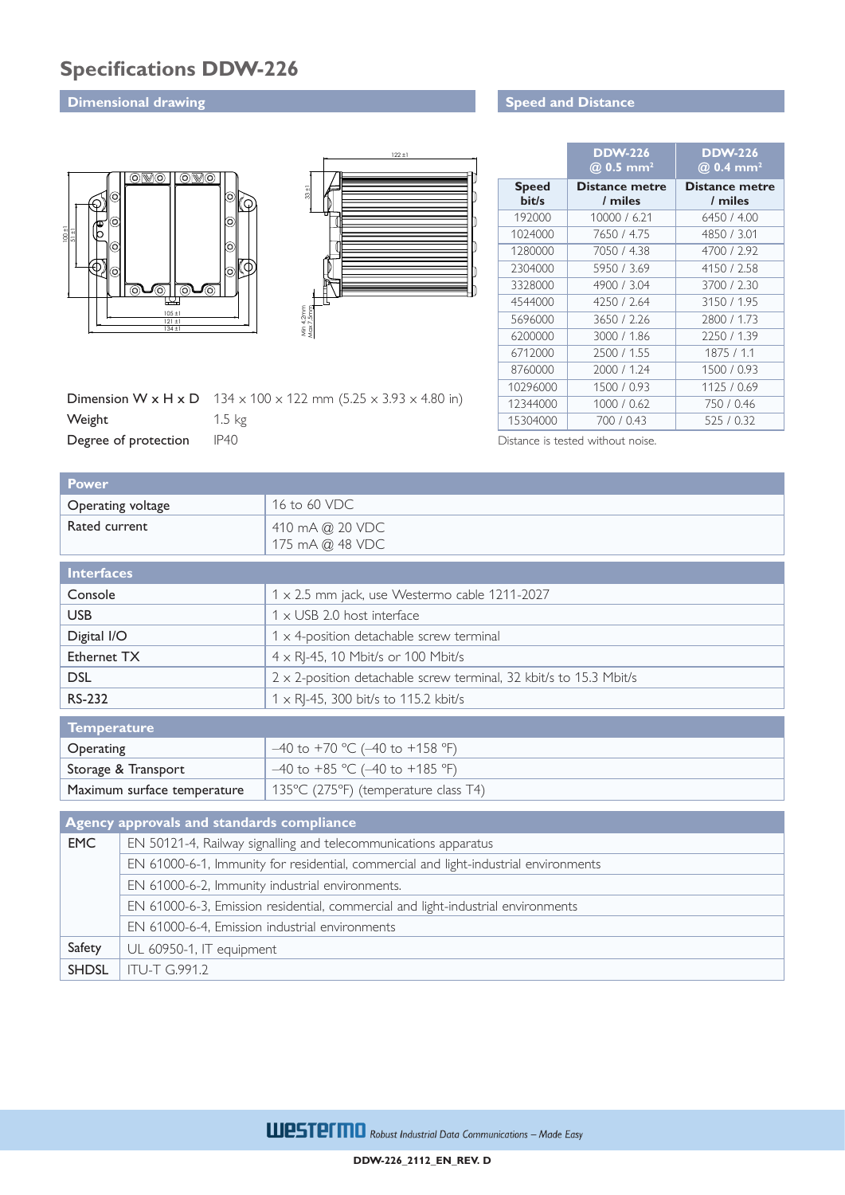# Specifications DDW-226

## Dimensional drawing

122 ±1

33 ±1

100 ±1
51 ±1

105 ±1
121 ±1
134 ±1

Min 4.2mm
Max 7.5mm

| | |
|---|---|
| Dimension W x H x D | 134 x 100 x 122 mm (5.25 x 3.93 x 4.80 in) |
| Weight | 1.5 kg |
| Degree of protection | IP40 |

## Speed and Distance

| | DDW-226 @ 0.5 mm² | DDW-226 @ 0.4 mm² |
|---|---|---|
| **Speed bit/s** | **Distance metre / miles** | **Distance metre / miles** |
| 192000 | 10000 / 6.21 | 6450 / 4.00 |
| 1024000 | 7650 / 4.75 | 4850 / 3.01 |
| 1280000 | 7050 / 4.38 | 4700 / 2.92 |
| 2304000 | 5950 / 3.69 | 4150 / 2.58 |
| 3328000 | 4900 / 3.04 | 3700 / 2.30 |
| 4544000 | 4250 / 2.64 | 3150 / 1.95 |
| 5696000 | 3650 / 2.26 | 2800 / 1.73 |
| 6200000 | 3000 / 1.86 | 2250 / 1.39 |
| 6712000 | 2500 / 1.55 | 1875 / 1.1 |
| 8760000 | 2000 / 1.24 | 1500 / 0.93 |
| 10296000 | 1500 / 0.93 | 1125 / 0.69 |
| 12344000 | 1000 / 0.62 | 750 / 0.46 |
| 15304000 | 700 / 0.43 | 525 / 0.32 |

Distance is tested without noise.

| Power | |
|---|---|
| Operating voltage | 16 to 60 VDC |
| Rated current | 410 mA @ 20 VDC<br>175 mA @ 48 VDC |

| Interfaces | |
|---|---|
| Console | 1 x 2.5 mm jack, use Westermo cable 1211-2027 |
| USB | 1 x USB 2.0 host interface |
| Digital I/O | 1 x 4-position detachable screw terminal |
| Ethernet TX | 4 x RJ-45, 10 Mbit/s or 100 Mbit/s |
| DSL | 2 x 2-position detachable screw terminal, 32 kbit/s to 15.3 Mbit/s |
| RS-232 | 1 x RJ-45, 300 bit/s to 115.2 kbit/s |

| Temperature | |
|---|---|
| Operating | –40 to +70 °C (–40 to +158 °F) |
| Storage & Transport | –40 to +85 °C (–40 to +185 °F) |
| Maximum surface temperature | 135°C (275°F) (temperature class T4) |

| Agency approvals and standards compliance | |
|---|---|
| EMC | EN 50121-4, Railway signalling and telecommunications apparatus |
| | EN 61000-6-1, Immunity for residential, commercial and light-industrial environments |
| | EN 61000-6-2, Immunity industrial environments. |
| | EN 61000-6-3, Emission residential, commercial and light-industrial environments |
| | EN 61000-6-4, Emission industrial environments |
| Safety | UL 60950-1, IT equipment |
| SHDSL | ITU-T G.991.2 |

westermo *Robust Industrial Data Communications – Made Easy*

DDW-226_2112_EN_REV. D